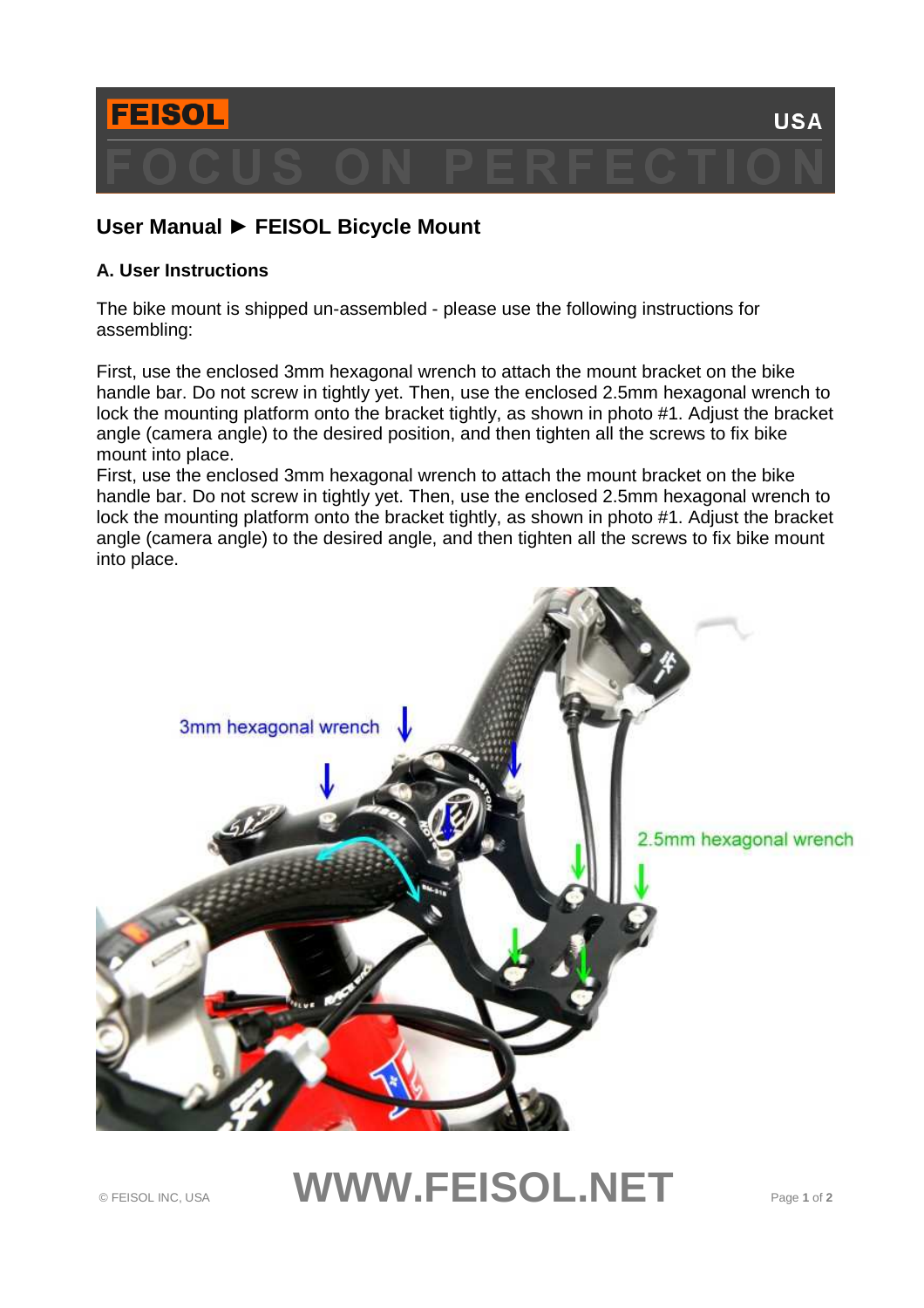# User Manual ► FEISOL Bicycle Mount

## A. User Instructions

The bike mount is shipped un-assembled - please use the following instructions for assembling:

First, use the enclosed 3mm hexagonal wrench to attach the mount bracket on the bike handle bar. Do not screw in tightly yet. Then, use the enclosed 2.5mm hexagonal wrench to lock the mounting platform onto the bracket tightly, as shown in photo #1. Adjust the bracket angle (camera angle) to the desired position, and then tighten all the screws to fix bike mount into place.

First, use the enclosed 3mm hexagonal wrench to attach the mount bracket on the bike handle bar. Do not screw in tightly yet. Then, use the enclosed 2.5mm hexagonal wrench to lock the mounting platform onto the bracket tightly, as shown in photo #1. Adjust the bracket angle (camera angle) to the desired angle, and then tighten all the screws to fix bike mount into place.

3mm hexagonal wrench

2.5mm hexagonal wrench

© FEISOL INC, USA

WWW.FEISOL.NET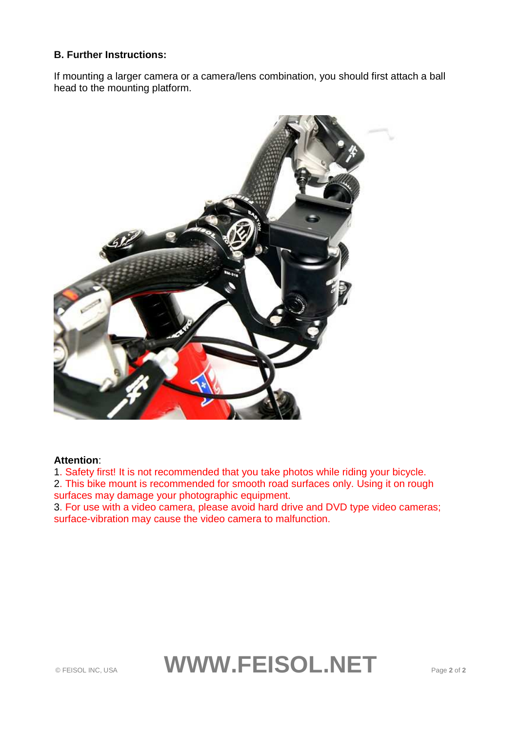**B. Further Instructions:**

If mounting a larger camera or a camera/lens combination, you should first attach a ball head to the mounting platform.

**Attention**:

1. Safety first! It is not recommended that you take photos while riding your bicycle.
2. This bike mount is recommended for smooth road surfaces only. Using it on rough surfaces may damage your photographic equipment.
3. For use with a video camera, please avoid hard drive and DVD type video cameras; surface-vibration may cause the video camera to malfunction.